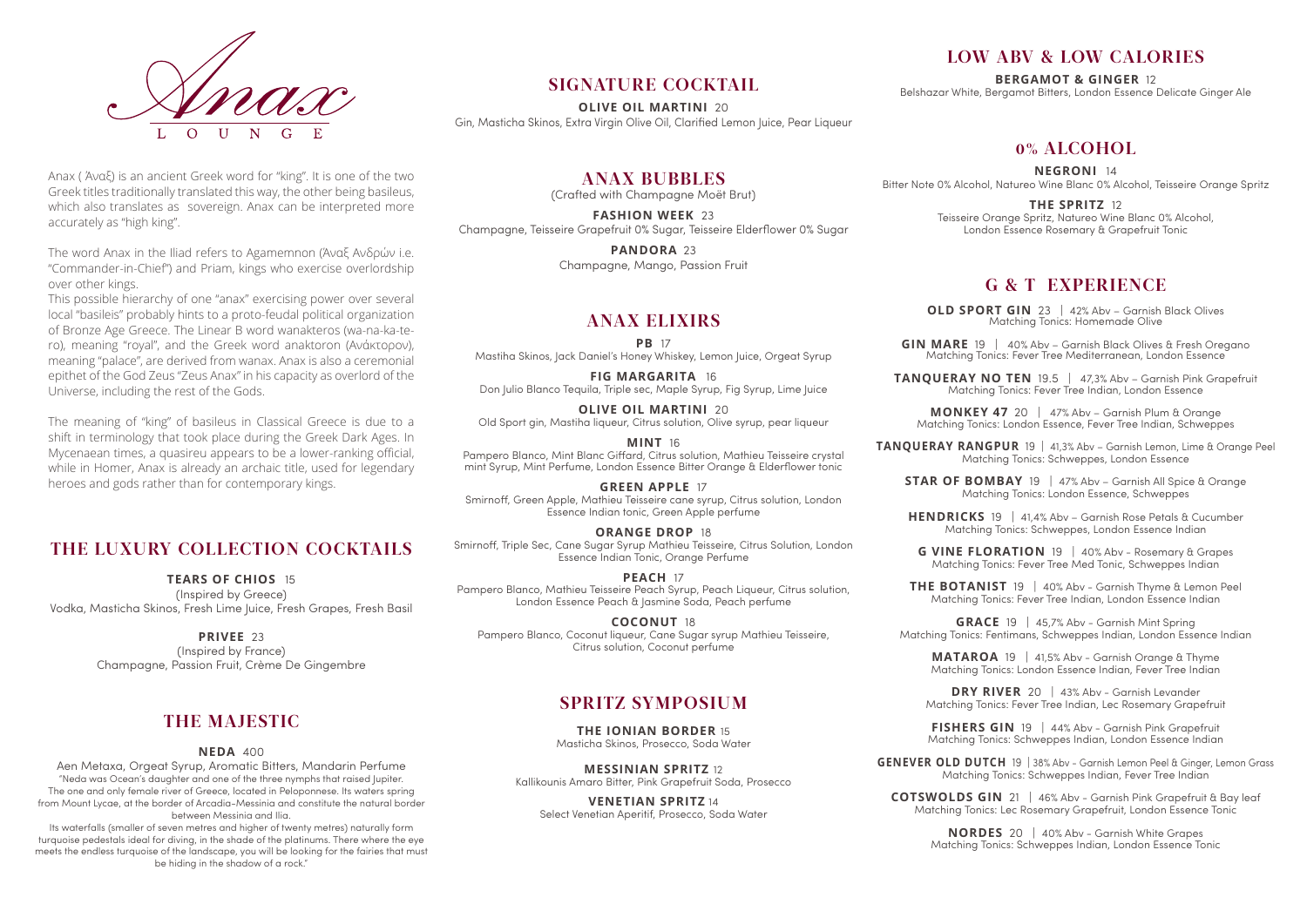# Anax

LOUNGE

Anax ( Ἄναξ) is an ancient Greek word for "king". It is one of the two Greek titles traditionally translated this way, the other being basileus, which also translates as sovereign. Anax can be interpreted more accurately as "high king".

The word Anax in the Iliad refers to Agamemnon (Ἄναξ Ανδρῶν i.e. "Commander-in-Chief") and Priam, kings who exercise overlordship over other kings.

This possible hierarchy of one "anax" exercising power over several local "basileis" probably hints to a proto-feudal political organization of Bronze Age Greece. The Linear B word wanakteros (wa-na-ka-te-ro), meaning "royal", and the Greek word anaktoron (Ανάκτορον), meaning "palace", are derived from wanax. Anax is also a ceremonial epithet of the God Zeus "Zeus Anax" in his capacity as overlord of the Universe, including the rest of the Gods.

The meaning of "king" of basileus in Classical Greece is due to a shift in terminology that took place during the Greek Dark Ages. In Mycenaean times, a quasireu appears to be a lower-ranking official, while in Homer, Anax is already an archaic title, used for legendary heroes and gods rather than for contemporary kings.

## THE LUXURY COLLECTION COCKTAILS

**TEARS OF CHIOS** 15
(Inspired by Greece)
Vodka, Masticha Skinos, Fresh Lime Juice, Fresh Grapes, Fresh Basil

**PRIVEE** 23
(Inspired by France)
Champagne, Passion Fruit, Crème De Gingembre

## THE MAJESTIC

**NEDA** 400
Aen Metaxa, Orgeat Syrup, Aromatic Bitters, Mandarin Perfume

"Neda was Ocean's daughter and one of the three nymphs that raised Jupiter. The one and only female river of Greece, located in Peloponnese. Its waters spring from Mount Lycae, at the border of Arcadia-Messinia and constitute the natural border between Messinia and Ilia.

Its waterfalls (smaller of seven metres and higher of twenty metres) naturally form turquoise pedestals ideal for diving, in the shade of the platinums. There where the eye meets the endless turquoise of the landscape, you will be looking for the fairies that must be hiding in the shadow of a rock."

## SIGNATURE COCKTAIL

**OLIVE OIL MARTINI** 20
Gin, Masticha Skinos, Extra Virgin Olive Oil, Clarified Lemon Juice, Pear Liqueur

## ANAX BUBBLES

(Crafted with Champagne Moët Brut)

**FASHION WEEK** 23
Champagne, Teisseire Grapefruit 0% Sugar, Teisseire Elderflower 0% Sugar

**PANDORA** 23
Champagne, Mango, Passion Fruit

## ANAX ELIXIRS

**PB** 17
Mastiha Skinos, Jack Daniel's Honey Whiskey, Lemon Juice, Orgeat Syrup

**FIG MARGARITA** 16
Don Julio Blanco Tequila, Triple sec, Maple Syrup, Fig Syrup, Lime Juice

**OLIVE OIL MARTINI** 20
Old Sport gin, Mastiha liqueur, Citrus solution, Olive syrup, pear liqueur

**MINT** 16
Pampero Blanco, Mint Blanc Giffard, Citrus solution, Mathieu Teisseire crystal mint Syrup, Mint Perfume, London Essence Bitter Orange & Elderflower tonic

**GREEN APPLE** 17
Smirnoff, Green Apple, Mathieu Teisseire cane syrup, Citrus solution, London Essence Indian tonic, Green Apple perfume

**ORANGE DROP** 18
Smirnoff, Triple Sec, Cane Sugar Syrup Mathieu Teisseire, Citrus Solution, London Essence Indian Tonic, Orange Perfume

**PEACH** 17
Pampero Blanco, Mathieu Teisseire Peach Syrup, Peach Liqueur, Citrus solution, London Essence Peach & Jasmine Soda, Peach perfume

**COCONUT** 18
Pampero Blanco, Coconut liqueur, Cane Sugar syrup Mathieu Teisseire, Citrus solution, Coconut perfume

## SPRITZ SYMPOSIUM

**THE IONIAN BORDER** 15
Masticha Skinos, Prosecco, Soda Water

**MESSINIAN SPRITZ** 12
Kallikounis Amaro Bitter, Pink Grapefruit Soda, Prosecco

**VENETIAN SPRITZ** 14
Select Venetian Aperitif, Prosecco, Soda Water

## LOW ABV & LOW CALORIES

**BERGAMOT & GINGER** 12
Belshazar White, Bergamot Bitters, London Essence Delicate Ginger Ale

## 0% ALCOHOL

**NEGRONI** 14
Bitter Note 0% Alcohol, Natureo Wine Blanc 0% Alcohol, Teisseire Orange Spritz

**THE SPRITZ** 12
Teisseire Orange Spritz, Natureo Wine Blanc 0% Alcohol, London Essence Rosemary & Grapefruit Tonic

## G & T EXPERIENCE

**OLD SPORT GIN** 23 | 42% Abv – Garnish Black Olives
Matching Tonics: Homemade Olive

**GIN MARE** 19 | 40% Abv – Garnish Black Olives & Fresh Oregano
Matching Tonics: Fever Tree Mediterranean, London Essence

**TANQUERAY NO TEN** 19.5 | 47,3% Abv – Garnish Pink Grapefruit
Matching Tonics: Fever Tree Indian, London Essence

**MONKEY 47** 20 | 47% Abv – Garnish Plum & Orange
Matching Tonics: London Essence, Fever Tree Indian, Schweppes

**TANQUERAY RANGPUR** 19 | 41,3% Abv – Garnish Lemon, Lime & Orange Peel
Matching Tonics: Schweppes, London Essence

**STAR OF BOMBAY** 19 | 47% Abv – Garnish All Spice & Orange
Matching Tonics: London Essence, Schweppes

**HENDRICKS** 19 | 41,4% Abv – Garnish Rose Petals & Cucumber
Matching Tonics: Schweppes, London Essence Indian

**G VINE FLORATION** 19 | 40% Abv - Rosemary & Grapes
Matching Tonics: Fever Tree Med Tonic, Schweppes Indian

**THE BOTANIST** 19 | 40% Abv - Garnish Thyme & Lemon Peel
Matching Tonics: Fever Tree Indian, London Essence Indian

**GRACE** 19 | 45,7% Abv - Garnish Mint Spring
Matching Tonics: Fentimans, Schweppes Indian, London Essence Indian

**MATAROA** 19 | 41,5% Abv - Garnish Orange & Thyme
Matching Tonics: London Essence Indian, Fever Tree Indian

**DRY RIVER** 20 | 43% Abv - Garnish Levander
Matching Tonics: Fever Tree Indian, Lec Rosemary Grapefruit

**FISHERS GIN** 19 | 44% Abv - Garnish Pink Grapefruit
Matching Tonics: Schweppes Indian, London Essence Indian

**GENEVER OLD DUTCH** 19 | 38% Abv - Garnish Lemon Peel & Ginger, Lemon Grass
Matching Tonics: Schweppes Indian, Fever Tree Indian

**COTSWOLDS GIN** 21 | 46% Abv - Garnish Pink Grapefruit & Bay leaf
Matching Tonics: Lec Rosemary Grapefruit, London Essence Tonic

**NORDES** 20 | 40% Abv - Garnish White Grapes
Matching Tonics: Schweppes Indian, London Essence Tonic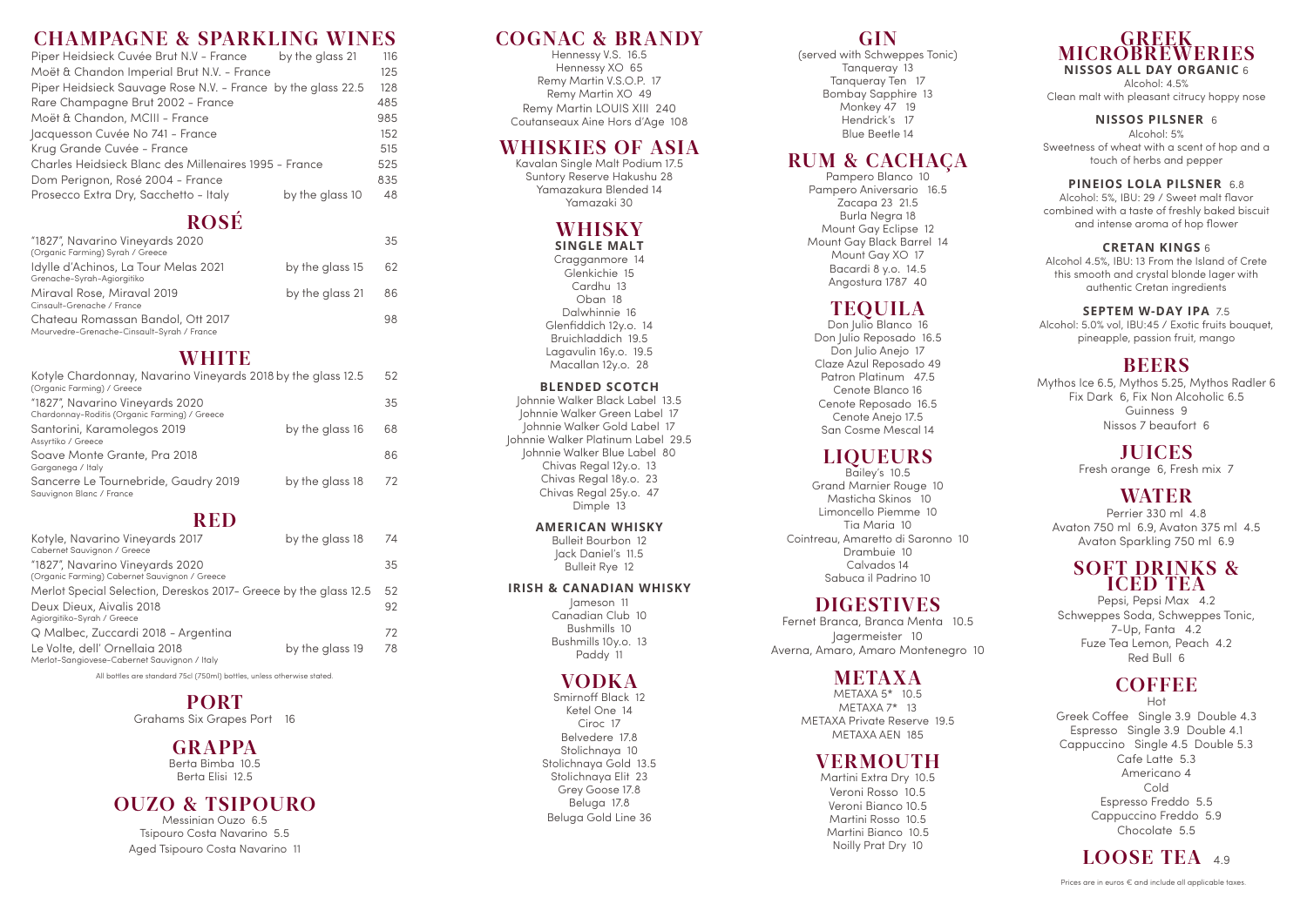## CHAMPAGNE & SPARKLING WINES

| | | |
|---|---|---|
| Piper Heidsieck Cuvée Brut N.V - France | by the glass 21 | 116 |
| Moët & Chandon Imperial Brut N.V. - France | | 125 |
| Piper Heidsieck Sauvage Rose N.V. - France | by the glass 22.5 | 128 |
| Rare Champagne Brut 2002 - France | | 485 |
| Moët & Chandon, MCIII - France | | 985 |
| Jacquesson Cuvée No 741 - France | | 152 |
| Krug Grande Cuvée - France | | 515 |
| Charles Heidsieck Blanc des Millenaires 1995 - France | | 525 |
| Dom Perignon, Rosé 2004 - France | | 835 |
| Prosecco Extra Dry, Sacchetto - Italy | by the glass 10 | 48 |

## ROSÉ

| | | |
|---|---|---|
| "1827", Navarino Vineyards 2020<br>(Organic Farming) Syrah / Greece | | 35 |
| Idylle d'Achinos, La Tour Melas 2021<br>Grenache-Syrah-Agiorgitiko | by the glass 15 | 62 |
| Miraval Rose, Miraval 2019<br>Cinsault-Grenache / France | by the glass 21 | 86 |
| Chateau Romassan Bandol, Ott 2017<br>Mourvedre-Grenache-Cinsault-Syrah / France | | 98 |

## WHITE

| | | |
|---|---|---|
| Kotyle Chardonnay, Navarino Vineyards 2018<br>(Organic Farming) / Greece | by the glass 12.5 | 52 |
| "1827", Navarino Vineyards 2020<br>Chardonnay-Roditis (Organic Farming) / Greece | | 35 |
| Santorini, Karamolegos 2019<br>Assyrtiko / Greece | by the glass 16 | 68 |
| Soave Monte Grante, Pra 2018<br>Garganega / Italy | | 86 |
| Sancerre Le Tournebride, Gaudry 2019<br>Sauvignon Blanc / France | by the glass 18 | 72 |

## RED

| | | |
|---|---|---|
| Kotyle, Navarino Vineyards 2017<br>Cabernet Sauvignon / Greece | by the glass 18 | 74 |
| "1827", Navarino Vineyards 2020<br>(Organic Farming) Cabernet Sauvignon / Greece | | 35 |
| Merlot Special Selection, Dereskos 2017- Greece | by the glass 12.5 | 52 |
| Deux Dieux, Aivalis 2018<br>Agiorgitiko-Syrah / Greece | | 92 |
| Q Malbec, Zuccardi 2018 - Argentina | | 72 |
| Le Volte, dell' Ornellaia 2018<br>Merlot-Sangiovese-Cabernet Sauvignon / Italy | by the glass 19 | 78 |

All bottles are standard 75cl (750ml) bottles, unless otherwise stated.

## PORT

Grahams Six Grapes Port 16

## GRAPPA

Berta Bimba 10.5
Berta Elisi 12.5

## OUZO & TSIPOURO

Messinian Ouzo 6.5
Tsipouro Costa Navarino 5.5
Aged Tsipouro Costa Navarino 11

## COGNAC & BRANDY

Hennessy V.S. 16.5
Hennessy XO 65
Remy Martin V.S.O.P. 17
Remy Martin XO 49
Remy Martin LOUIS XIII 240
Coutanseaux Aine Hors d'Age 108

## WHISKIES OF ASIA

Kavalan Single Malt Podium 17.5
Suntory Reserve Hakushu 28
Yamazakura Blended 14
Yamazaki 30

## WHISKY

### SINGLE MALT

Cragganmore 14
Glenkichie 15
Cardhu 13
Oban 18
Dalwhinnie 16
Glenfiddich 12y.o. 14
Bruichladdich 19.5
Lagavulin 16y.o. 19.5
Macallan 12y.o. 28

### BLENDED SCOTCH

Johnnie Walker Black Label 13.5
Johnnie Walker Green Label 17
Johnnie Walker Gold Label 17
Johnnie Walker Platinum Label 29.5
Johnnie Walker Blue Label 80
Chivas Regal 12y.o. 13
Chivas Regal 18y.o. 23
Chivas Regal 25y.o. 47
Dimple 13

### AMERICAN WHISKY

Bulleit Bourbon 12
Jack Daniel's 11.5
Bulleit Rye 12

### IRISH & CANADIAN WHISKY

Jameson 11
Canadian Club 10
Bushmills 10
Bushmills 10y.o. 13
Paddy 11

## VODKA

Smirnoff Black 12
Ketel One 14
Ciroc 17
Belvedere 17.8
Stolichnaya 10
Stolichnaya Gold 13.5
Stolichnaya Elit 23
Grey Goose 17.8
Beluga 17.8
Beluga Gold Line 36

## GIN

(served with Schweppes Tonic)
Tanqueray 13
Tanqueray Ten 17
Bombay Sapphire 13
Monkey 47 19
Hendrick's 17
Blue Beetle 14

## RUM & CACHAÇA

Pampero Blanco 10
Pampero Aniversario 16.5
Zacapa 23 21.5
Burla Negra 18
Mount Gay Eclipse 12
Mount Gay Black Barrel 14
Mount Gay XO 17
Bacardi 8 y.o. 14.5
Angostura 1787 40

## TEQUILA

Don Julio Blanco 16
Don Julio Reposado 16.5
Don Julio Anejo 17
Claze Azul Reposado 49
Patron Platinum 47.5
Cenote Blanco 16
Cenote Reposado 16.5
Cenote Anejo 17.5
San Cosme Mescal 14

## LIQUEURS

Bailey's 10.5
Grand Marnier Rouge 10
Masticha Skinos 10
Limoncello Piemme 10
Tia Maria 10
Cointreau, Amaretto di Saronno 10
Drambuie 10
Calvados 14
Sabuca il Padrino 10

## DIGESTIVES

Fernet Branca, Branca Menta 10.5
Jagermeister 10
Averna, Amaro, Amaro Montenegro 10

## METAXA

METAXA 5* 10.5
METAXA 7* 13
METAXA Private Reserve 19.5
METAXA AEN 185

## VERMOUTH

Martini Extra Dry 10.5
Veroni Rosso 10.5
Veroni Bianco 10.5
Martini Rosso 10.5
Martini Bianco 10.5
Noilly Prat Dry 10

## GREEK MICROBREWERIES

**NISSOS ALL DAY ORGANIC** 6
Alcohol: 4.5%
Clean malt with pleasant citrucy hoppy nose

**NISSOS PILSNER** 6
Alcohol: 5%
Sweetness of wheat with a scent of hop and a touch of herbs and pepper

**PINEIOS LOLA PILSNER** 6.8
Alcohol: 5%, IBU: 29 / Sweet malt flavor combined with a taste of freshly baked biscuit and intense aroma of hop flower

**CRETAN KINGS** 6
Alcohol 4.5%, IBU: 13 From the Island of Crete this smooth and crystal blonde lager with authentic Cretan ingredients

**SEPTEM W-DAY IPA** 7.5
Alcohol: 5.0% vol, IBU:45 / Exotic fruits bouquet, pineapple, passion fruit, mango

## BEERS

Mythos Ice 6.5, Mythos 5.25, Mythos Radler 6
Fix Dark 6, Fix Non Alcoholic 6.5
Guinness 9
Nissos 7 beaufort 6

## JUICES

Fresh orange 6, Fresh mix 7

## WATER

Perrier 330 ml 4.8
Avaton 750 ml 6.9, Avaton 375 ml 4.5
Avaton Sparkling 750 ml 6.9

## SOFT DRINKS & ICED TEA

Pepsi, Pepsi Max 4.2
Schweppes Soda, Schweppes Tonic, 7-Up, Fanta 4.2
Fuze Tea Lemon, Peach 4.2
Red Bull 6

## COFFEE

Hot
Greek Coffee Single 3.9 Double 4.3
Espresso Single 3.9 Double 4.1
Cappuccino Single 4.5 Double 5.3
Cafe Latte 5.3
Americano 4
Cold
Espresso Freddo 5.5
Cappuccino Freddo 5.9
Chocolate 5.5

## LOOSE TEA 4.9

Prices are in euros € and include all applicable taxes.